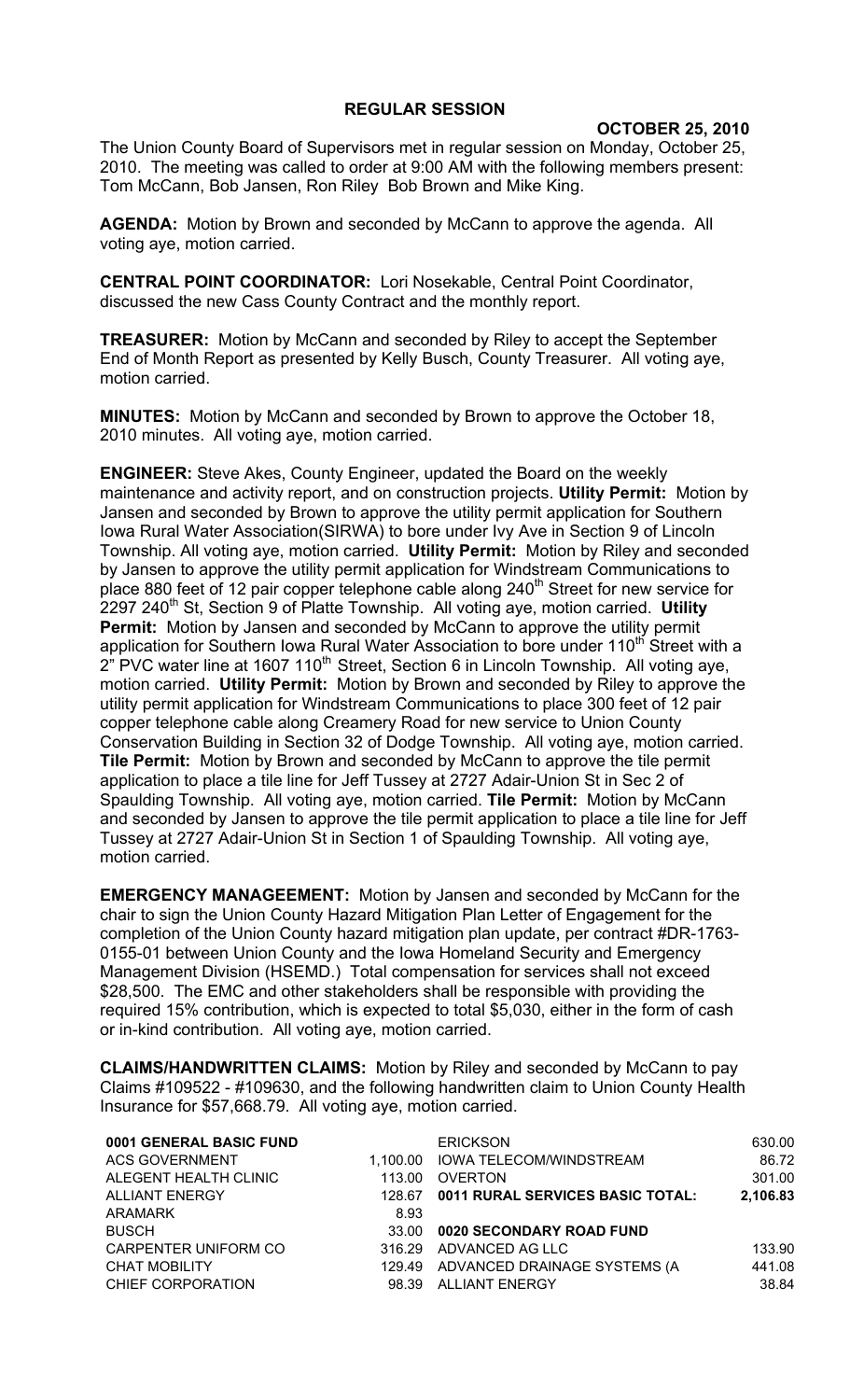# REGULAR SESSION

**OCTOBER 25, 2010**

The Union County Board of Supervisors met in regular session on Monday, October 25, 2010. The meeting was called to order at 9:00 AM with the following members present: Tom McCann, Bob Jansen, Ron Riley Bob Brown and Mike King.

**AGENDA:** Motion by Brown and seconded by McCann to approve the agenda. All voting aye, motion carried.

**CENTRAL POINT COORDINATOR:** Lori Nosekable, Central Point Coordinator, discussed the new Cass County Contract and the monthly report.

**TREASURER:** Motion by McCann and seconded by Riley to accept the September End of Month Report as presented by Kelly Busch, County Treasurer. All voting aye, motion carried.

**MINUTES:** Motion by McCann and seconded by Brown to approve the October 18, 2010 minutes. All voting aye, motion carried.

**ENGINEER:** Steve Akes, County Engineer, updated the Board on the weekly maintenance and activity report, and on construction projects. **Utility Permit:** Motion by Jansen and seconded by Brown to approve the utility permit application for Southern Iowa Rural Water Association(SIRWA) to bore under Ivy Ave in Section 9 of Lincoln Township. All voting aye, motion carried. **Utility Permit:** Motion by Riley and seconded by Jansen to approve the utility permit application for Windstream Communications to place 880 feet of 12 pair copper telephone cable along 240th Street for new service for 2297 240th St, Section 9 of Platte Township. All voting aye, motion carried. **Utility Permit:** Motion by Jansen and seconded by McCann to approve the utility permit application for Southern Iowa Rural Water Association to bore under 110th Street with a 2" PVC water line at 1607 110th Street, Section 6 in Lincoln Township. All voting aye, motion carried. **Utility Permit:** Motion by Brown and seconded by Riley to approve the utility permit application for Windstream Communications to place 300 feet of 12 pair copper telephone cable along Creamery Road for new service to Union County Conservation Building in Section 32 of Dodge Township. All voting aye, motion carried. **Tile Permit:** Motion by Brown and seconded by McCann to approve the tile permit application to place a tile line for Jeff Tussey at 2727 Adair-Union St in Sec 2 of Spaulding Township. All voting aye, motion carried. **Tile Permit:** Motion by McCann and seconded by Jansen to approve the tile permit application to place a tile line for Jeff Tussey at 2727 Adair-Union St in Section 1 of Spaulding Township. All voting aye, motion carried.

**EMERGENCY MANAGEEMENT:** Motion by Jansen and seconded by McCann for the chair to sign the Union County Hazard Mitigation Plan Letter of Engagement for the completion of the Union County hazard mitigation plan update, per contract #DR-1763-0155-01 between Union County and the Iowa Homeland Security and Emergency Management Division (HSEMD.) Total compensation for services shall not exceed $28,500. The EMC and other stakeholders shall be responsible with providing the required 15% contribution, which is expected to total $5,030, either in the form of cash or in-kind contribution. All voting aye, motion carried.

**CLAIMS/HANDWRITTEN CLAIMS:** Motion by Riley and seconded by McCann to pay Claims #109522 - #109630, and the following handwritten claim to Union County Health Insurance for $57,668.79. All voting aye, motion carried.

| | |
|---|---|
| **0001 GENERAL BASIC FUND** | |
| ACS GOVERNMENT | 1,100.00 |
| ALEGENT HEALTH CLINIC | 113.00 |
| ALLIANT ENERGY | 128.67 |
| ARAMARK | 8.93 |
| BUSCH | 33.00 |
| CARPENTER UNIFORM CO | 316.29 |
| CHAT MOBILITY | 129.49 |
| CHIEF CORPORATION | 98.39 |
| ERICKSON | 630.00 |
| IOWA TELECOM/WINDSTREAM | 86.72 |
| OVERTON | 301.00 |
| **0011 RURAL SERVICES BASIC TOTAL:** | **2,106.83** |
| **0020 SECONDARY ROAD FUND** | |
| ADVANCED AG LLC | 133.90 |
| ADVANCED DRAINAGE SYSTEMS (A | 441.08 |
| ALLIANT ENERGY | 38.84 |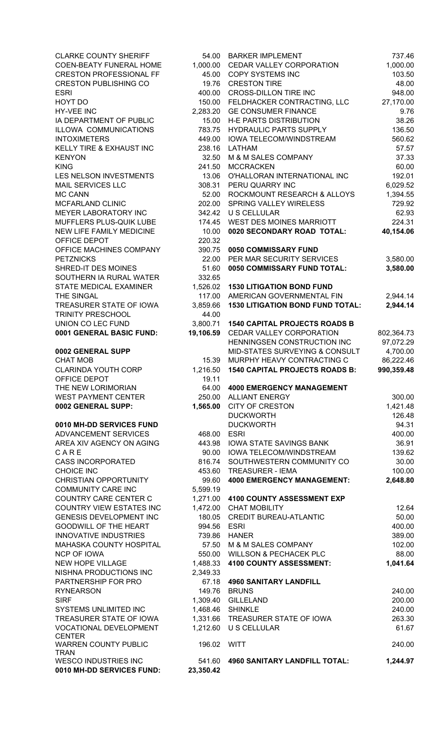| Vendor | Amount |
|---|---|
| CLARKE COUNTY SHERIFF | 54.00 |
| COEN-BEATY FUNERAL HOME | 1,000.00 |
| CRESTON PROFESSIONAL FF | 45.00 |
| CRESTON PUBLISHING CO | 19.76 |
| ESRI | 400.00 |
| HOYT DO | 150.00 |
| HY-VEE INC | 2,283.20 |
| IA DEPARTMENT OF PUBLIC | 15.00 |
| ILLOWA COMMUNICATIONS | 783.75 |
| INTOXIMETERS | 449.00 |
| KELLY TIRE & EXHAUST INC | 238.16 |
| KENYON | 32.50 |
| KING | 241.50 |
| LES NELSON INVESTMENTS | 13.06 |
| MAIL SERVICES LLC | 308.31 |
| MC CANN | 52.00 |
| MCFARLAND CLINIC | 202.00 |
| MEYER LABORATORY INC | 342.42 |
| MUFFLERS PLUS-QUIK LUBE | 174.45 |
| NEW LIFE FAMILY MEDICINE | 10.00 |
| OFFICE DEPOT | 220.32 |
| OFFICE MACHINES COMPANY | 390.75 |
| PETZNICKS | 22.00 |
| SHRED-IT DES MOINES | 51.60 |
| SOUTHERN IA RURAL WATER | 332.65 |
| STATE MEDICAL EXAMINER | 1,526.02 |
| THE SINGAL | 117.00 |
| TREASURER STATE OF IOWA | 3,859.66 |
| TRINITY PRESCHOOL | 44.00 |
| UNION CO LEC FUND | 3,800.71 |
| **0001 GENERAL BASIC FUND:** | **19,106.59** |
| | |
| **0002 GENERAL SUPP** | |
| CHAT MOB | 15.39 |
| CLARINDA YOUTH CORP | 1,216.50 |
| OFFICE DEPOT | 19.11 |
| THE NEW LORIMORIAN | 64.00 |
| WEST PAYMENT CENTER | 250.00 |
| **0002 GENERAL SUPP:** | **1,565.00** |
| | |
| **0010 MH-DD SERVICES FUND** | |
| ADVANCEMENT SERVICES | 468.00 |
| AREA XIV AGENCY ON AGING | 443.98 |
| C A R E | 90.00 |
| CASS INCORPORATED | 816.74 |
| CHOICE INC | 453.60 |
| CHRISTIAN OPPORTUNITY | 99.60 |
| COMMUNITY CARE INC | 5,599.19 |
| COUNTRY CARE CENTER C | 1,271.00 |
| COUNTRY VIEW ESTATES INC | 1,472.00 |
| GENESIS DEVELOPMENT INC | 180.05 |
| GOODWILL OF THE HEART | 994.56 |
| INNOVATIVE INDUSTRIES | 739.86 |
| MAHASKA COUNTY HOSPITAL | 57.50 |
| NCP OF IOWA | 550.00 |
| NEW HOPE VILLAGE | 1,488.33 |
| NISHNA PRODUCTIONS INC | 2,349.33 |
| PARTNERSHIP FOR PRO | 67.18 |
| RYNEARSON | 149.76 |
| SIRF | 1,309.40 |
| SYSTEMS UNLIMITED INC | 1,468.46 |
| TREASURER STATE OF IOWA | 1,331.66 |
| VOCATIONAL DEVELOPMENT CENTER | 1,212.60 |
| WARREN COUNTY PUBLIC TRAN | 196.02 |
| WESCO INDUSTRIES INC | 541.60 |
| **0010 MH-DD SERVICES FUND:** | **23,350.42** |

| Vendor | Amount |
|---|---|
| BARKER IMPLEMENT | 737.46 |
| CEDAR VALLEY CORPORATION | 1,000.00 |
| COPY SYSTEMS INC | 103.50 |
| CRESTON TIRE | 48.00 |
| CROSS-DILLON TIRE INC | 948.00 |
| FELDHACKER CONTRACTING, LLC | 27,170.00 |
| GE CONSUMER FINANCE | 9.76 |
| H-E PARTS DISTRIBUTION | 38.26 |
| HYDRAULIC PARTS SUPPLY | 136.50 |
| IOWA TELECOM/WINDSTREAM | 560.62 |
| LATHAM | 57.57 |
| M & M SALES COMPANY | 37.33 |
| MCCRACKEN | 60.00 |
| O'HALLORAN INTERNATIONAL INC | 192.01 |
| PERU QUARRY INC | 6,029.52 |
| ROCKMOUNT RESEARCH & ALLOYS | 1,394.55 |
| SPRING VALLEY WIRELESS | 729.92 |
| U S CELLULAR | 62.93 |
| WEST DES MOINES MARRIOTT | 224.31 |
| **0020 SECONDARY ROAD TOTAL:** | **40,154.06** |
| | |
| **0050 COMMISSARY FUND** | |
| PER MAR SECURITY SERVICES | 3,580.00 |
| **0050 COMMISSARY FUND TOTAL:** | **3,580.00** |
| | |
| **1530 LITIGATION BOND FUND** | |
| AMERICAN GOVERNMENTAL FIN | 2,944.14 |
| **1530 LITIGATION BOND FUND TOTAL:** | **2,944.14** |
| | |
| **1540 CAPITAL PROJECTS ROADS B** | |
| CEDAR VALLEY CORPORATION | 802,364.73 |
| HENNINGSEN CONSTRUCTION INC | 97,072.29 |
| MID-STATES SURVEYING & CONSULT | 4,700.00 |
| MURPHY HEAVY CONTRACTING C | 86,222.46 |
| **1540 CAPITAL PROJECTS ROADS B:** | **990,359.48** |
| | |
| **4000 EMERGENCY MANAGEMENT** | |
| ALLIANT ENERGY | 300.00 |
| CITY OF CRESTON | 1,421.48 |
| DUCKWORTH | 126.48 |
| DUCKWORTH | 94.31 |
| ESRI | 400.00 |
| IOWA STATE SAVINGS BANK | 36.91 |
| IOWA TELECOM/WINDSTREAM | 139.62 |
| SOUTHWESTERN COMMUNITY CO | 30.00 |
| TREASURER - IEMA | 100.00 |
| **4000 EMERGENCY MANAGEMENT:** | **2,648.80** |
| | |
| **4100 COUNTY ASSESSMENT EXP** | |
| CHAT MOBILITY | 12.64 |
| CREDIT BUREAU-ATLANTIC | 50.00 |
| ESRI | 400.00 |
| HANER | 389.00 |
| M & M SALES COMPANY | 102.00 |
| WILLSON & PECHACEK PLC | 88.00 |
| **4100 COUNTY ASSESSMENT:** | **1,041.64** |
| | |
| **4960 SANITARY LANDFILL** | |
| BRUNS | 240.00 |
| GILLELAND | 200.00 |
| SHINKLE | 240.00 |
| TREASURER STATE OF IOWA | 263.30 |
| U S CELLULAR | 61.67 |
| WITT | 240.00 |
| **4960 SANITARY LANDFILL TOTAL:** | **1,244.97** |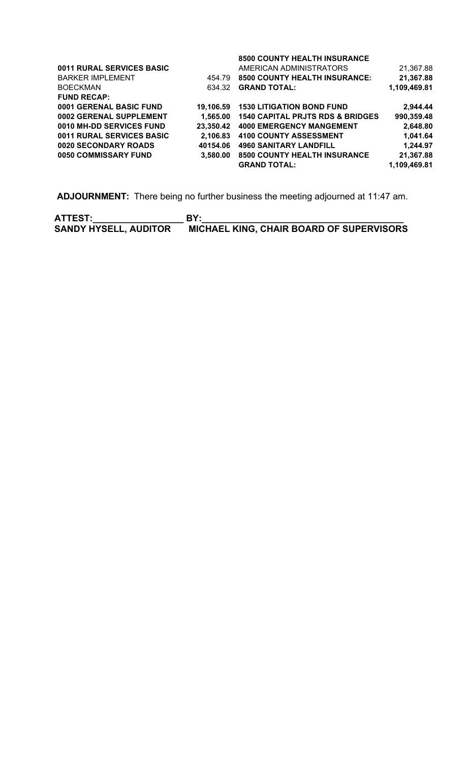| | | | |
|---|---|---|---|
| **0011 RURAL SERVICES BASIC** | | **8500 COUNTY HEALTH INSURANCE** | |
| | | AMERICAN ADMINISTRATORS | 21,367.88 |
| BARKER IMPLEMENT | 454.79 | **8500 COUNTY HEALTH INSURANCE:** | **21,367.88** |
| BOECKMAN | 634.32 | **GRAND TOTAL:** | **1,109,469.81** |
| **FUND RECAP:** | | | |
| **0001 GERENAL BASIC FUND** | **19,106.59** | **1530 LITIGATION BOND FUND** | **2,944.44** |
| **0002 GERENAL SUPPLEMENT** | **1,565.00** | **1540 CAPITAL PRJTS RDS & BRIDGES** | **990,359.48** |
| **0010 MH-DD SERVICES FUND** | **23,350.42** | **4000 EMERGENCY MANGEMENT** | **2,648.80** |
| **0011 RURAL SERVICES BASIC** | **2,106.83** | **4100 COUNTY ASSESSMENT** | **1,041.64** |
| **0020 SECONDARY ROADS** | **40154.06** | **4960 SANITARY LANDFILL** | **1,244.97** |
| **0050 COMMISSARY FUND** | **3,580.00** | **8500 COUNTY HEALTH INSURANCE** | **21,367.88** |
| | | **GRAND TOTAL:** | **1,109,469.81** |

**ADJOURNMENT:** There being no further business the meeting adjourned at 11:47 am.

**ATTEST:\_\_\_\_\_\_\_\_\_\_\_\_\_\_\_\_\_\_ BY:\_\_\_\_\_\_\_\_\_\_\_\_\_\_\_\_\_\_\_\_\_\_\_\_\_\_\_\_\_\_\_\_\_\_\_\_\_\_\_\_**

**SANDY HYSELL, AUDITOR MICHAEL KING, CHAIR BOARD OF SUPERVISORS**